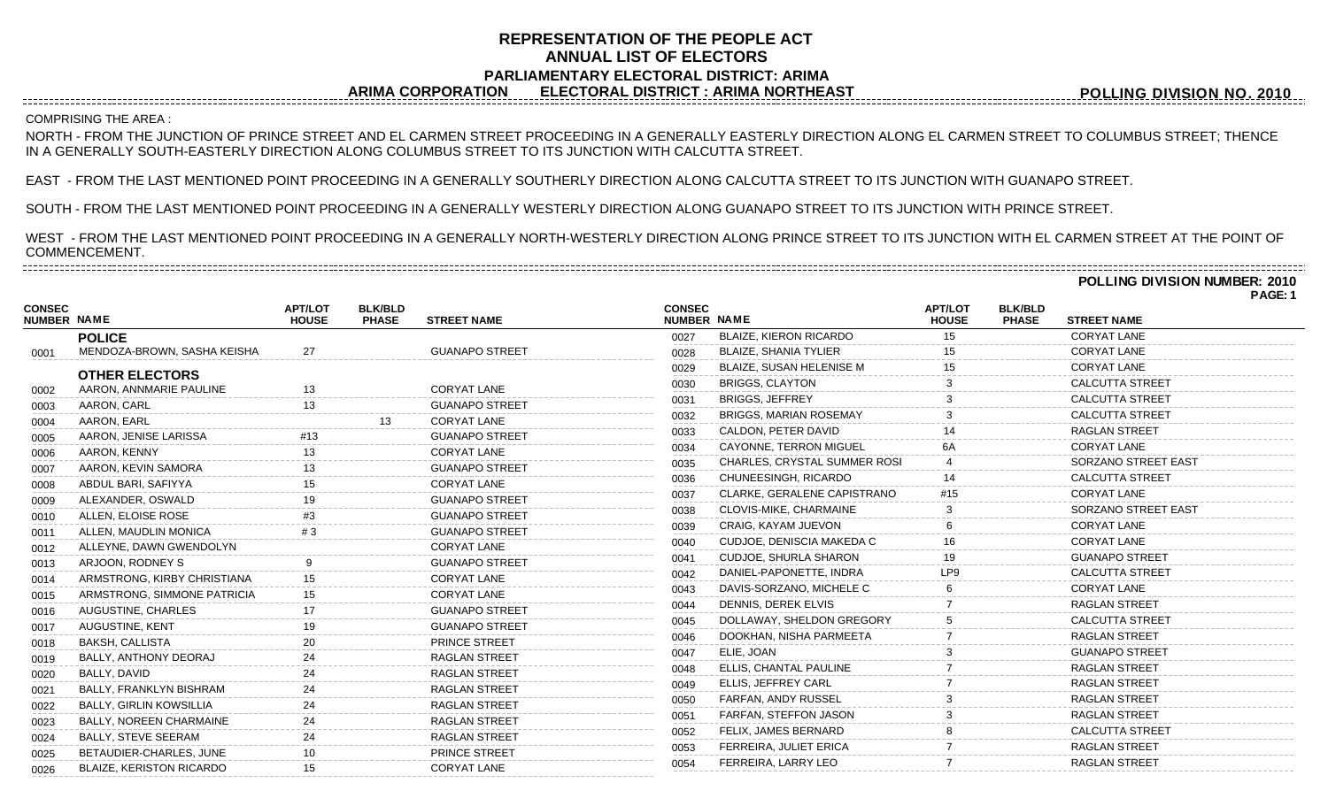# REPRESENTATION OF THE PEOPLE ACT
## ANNUAL LIST OF ELECTORS
### PARLIAMENTARY ELECTORAL DISTRICT: ARIMA
### ARIMA CORPORATION ELECTORAL DISTRICT : ARIMA NORTHEAST

**POLLING DIVISION NO. 2010**

COMPRISING THE AREA :

NORTH - FROM THE JUNCTION OF PRINCE STREET AND EL CARMEN STREET PROCEEDING IN A GENERALLY EASTERLY DIRECTION ALONG EL CARMEN STREET TO COLUMBUS STREET; THENCE IN A GENERALLY SOUTH-EASTERLY DIRECTION ALONG COLUMBUS STREET TO ITS JUNCTION WITH CALCUTTA STREET.

EAST - FROM THE LAST MENTIONED POINT PROCEEDING IN A GENERALLY SOUTHERLY DIRECTION ALONG CALCUTTA STREET TO ITS JUNCTION WITH GUANAPO STREET.

SOUTH - FROM THE LAST MENTIONED POINT PROCEEDING IN A GENERALLY WESTERLY DIRECTION ALONG GUANAPO STREET TO ITS JUNCTION WITH PRINCE STREET.

WEST - FROM THE LAST MENTIONED POINT PROCEEDING IN A GENERALLY NORTH-WESTERLY DIRECTION ALONG PRINCE STREET TO ITS JUNCTION WITH EL CARMEN STREET AT THE POINT OF COMMENCEMENT.

**POLLING DIVISION NUMBER: 2010**

| CONSEC NUMBER | NAME | APT/LOT HOUSE | BLK/BLD PHASE | STREET NAME |
|---|---|---|---|---|
| | **POLICE** | | | |
| 0001 | MENDOZA-BROWN, SASHA KEISHA | 27 | | GUANAPO STREET |
| | **OTHER ELECTORS** | | | |
| 0002 | AARON, ANNMARIE PAULINE | 13 | | CORYAT LANE |
| 0003 | AARON, CARL | 13 | | GUANAPO STREET |
| 0004 | AARON, EARL | | 13 | CORYAT LANE |
| 0005 | AARON, JENISE LARISSA | #13 | | GUANAPO STREET |
| 0006 | AARON, KENNY | 13 | | CORYAT LANE |
| 0007 | AARON, KEVIN SAMORA | 13 | | GUANAPO STREET |
| 0008 | ABDUL BARI, SAFIYYA | 15 | | CORYAT LANE |
| 0009 | ALEXANDER, OSWALD | 19 | | GUANAPO STREET |
| 0010 | ALLEN, ELOISE ROSE | #3 | | GUANAPO STREET |
| 0011 | ALLEN, MAUDLIN MONICA | # 3 | | GUANAPO STREET |
| 0012 | ALLEYNE, DAWN GWENDOLYN | | | CORYAT LANE |
| 0013 | ARJOON, RODNEY S | 9 | | GUANAPO STREET |
| 0014 | ARMSTRONG, KIRBY CHRISTIANA | 15 | | CORYAT LANE |
| 0015 | ARMSTRONG, SIMMONE PATRICIA | 15 | | CORYAT LANE |
| 0016 | AUGUSTINE, CHARLES | 17 | | GUANAPO STREET |
| 0017 | AUGUSTINE, KENT | 19 | | GUANAPO STREET |
| 0018 | BAKSH, CALLISTA | 20 | | PRINCE STREET |
| 0019 | BALLY, ANTHONY DEORAJ | 24 | | RAGLAN STREET |
| 0020 | BALLY, DAVID | 24 | | RAGLAN STREET |
| 0021 | BALLY, FRANKLYN BISHRAM | 24 | | RAGLAN STREET |
| 0022 | BALLY, GIRLIN KOWSILLIA | 24 | | RAGLAN STREET |
| 0023 | BALLY, NOREEN CHARMAINE | 24 | | RAGLAN STREET |
| 0024 | BALLY, STEVE SEERAM | 24 | | RAGLAN STREET |
| 0025 | BETAUDIER-CHARLES, JUNE | 10 | | PRINCE STREET |
| 0026 | BLAIZE, KERISTON RICARDO | 15 | | CORYAT LANE |
| 0027 | BLAIZE, KIERON RICARDO | 15 | | CORYAT LANE |
| 0028 | BLAIZE, SHANIA TYLIER | 15 | | CORYAT LANE |
| 0029 | BLAIZE, SUSAN HELENISE M | 15 | | CORYAT LANE |
| 0030 | BRIGGS, CLAYTON | 3 | | CALCUTTA STREET |
| 0031 | BRIGGS, JEFFREY | 3 | | CALCUTTA STREET |
| 0032 | BRIGGS, MARIAN ROSEMAY | 3 | | CALCUTTA STREET |
| 0033 | CALDON, PETER DAVID | 14 | | RAGLAN STREET |
| 0034 | CAYONNE, TERRON MIGUEL | 6A | | CORYAT LANE |
| 0035 | CHARLES, CRYSTAL SUMMER ROSI | 4 | | SORZANO STREET EAST |
| 0036 | CHUNEESINGH, RICARDO | 14 | | CALCUTTA STREET |
| 0037 | CLARKE, GERALENE CAPISTRANO | #15 | | CORYAT LANE |
| 0038 | CLOVIS-MIKE, CHARMAINE | 3 | | SORZANO STREET EAST |
| 0039 | CRAIG, KAYAM JUEVON | 6 | | CORYAT LANE |
| 0040 | CUDJOE, DENISCIA MAKEDA C | 16 | | CORYAT LANE |
| 0041 | CUDJOE, SHURLA SHARON | 19 | | GUANAPO STREET |
| 0042 | DANIEL-PAPONETTE, INDRA | LP9 | | CALCUTTA STREET |
| 0043 | DAVIS-SORZANO, MICHELE C | 6 | | CORYAT LANE |
| 0044 | DENNIS, DEREK ELVIS | 7 | | RAGLAN STREET |
| 0045 | DOLLAWAY, SHELDON GREGORY | 5 | | CALCUTTA STREET |
| 0046 | DOOKHAN, NISHA PARMEETA | 7 | | RAGLAN STREET |
| 0047 | ELIE, JOAN | 3 | | GUANAPO STREET |
| 0048 | ELLIS, CHANTAL PAULINE | 7 | | RAGLAN STREET |
| 0049 | ELLIS, JEFFREY CARL | 7 | | RAGLAN STREET |
| 0050 | FARFAN, ANDY RUSSEL | 3 | | RAGLAN STREET |
| 0051 | FARFAN, STEFFON JASON | 3 | | RAGLAN STREET |
| 0052 | FELIX, JAMES BERNARD | 8 | | CALCUTTA STREET |
| 0053 | FERREIRA, JULIET ERICA | 7 | | RAGLAN STREET |
| 0054 | FERREIRA, LARRY LEO | 7 | | RAGLAN STREET |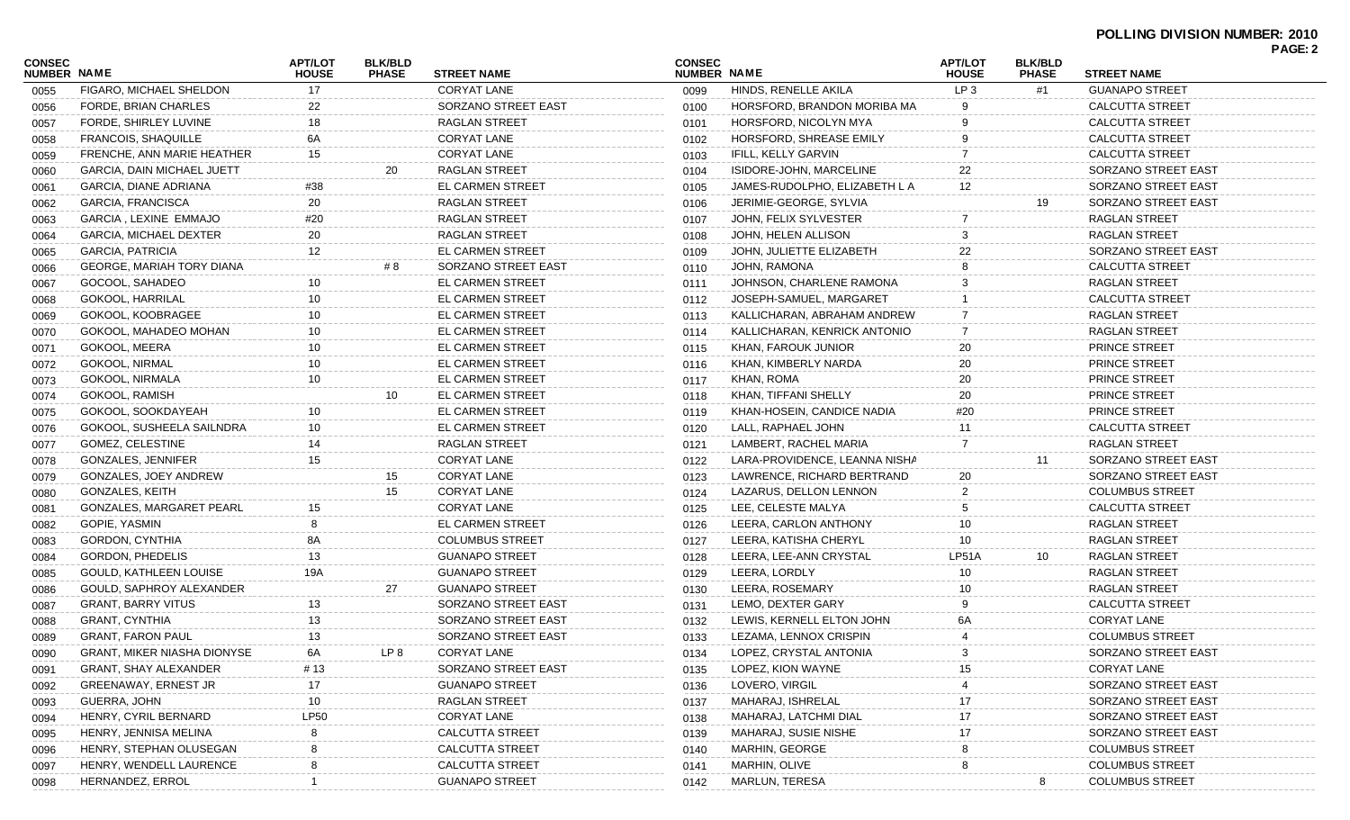**POLLING DIVISION NUMBER: 2010**

| CONSEC NUMBER | NAME | APT/LOT HOUSE | BLK/BLD PHASE | STREET NAME |
|---|---|---|---|---|
| 0055 | FIGARO, MICHAEL SHELDON | 17 | | CORYAT LANE |
| 0056 | FORDE, BRIAN CHARLES | 22 | | SORZANO STREET EAST |
| 0057 | FORDE, SHIRLEY LUVINE | 18 | | RAGLAN STREET |
| 0058 | FRANCOIS, SHAQUILLE | 6A | | CORYAT LANE |
| 0059 | FRENCHE, ANN MARIE HEATHER | 15 | | CORYAT LANE |
| 0060 | GARCIA, DAIN MICHAEL JUETT | | 20 | RAGLAN STREET |
| 0061 | GARCIA, DIANE ADRIANA | #38 | | EL CARMEN STREET |
| 0062 | GARCIA, FRANCISCA | 20 | | RAGLAN STREET |
| 0063 | GARCIA , LEXINE EMMAJO | #20 | | RAGLAN STREET |
| 0064 | GARCIA, MICHAEL DEXTER | 20 | | RAGLAN STREET |
| 0065 | GARCIA, PATRICIA | 12 | | EL CARMEN STREET |
| 0066 | GEORGE, MARIAH TORY DIANA | | # 8 | SORZANO STREET EAST |
| 0067 | GOCOOL, SAHADEO | 10 | | EL CARMEN STREET |
| 0068 | GOKOOL, HARRILAL | 10 | | EL CARMEN STREET |
| 0069 | GOKOOL, KOOBRAGEE | 10 | | EL CARMEN STREET |
| 0070 | GOKOOL, MAHADEO MOHAN | 10 | | EL CARMEN STREET |
| 0071 | GOKOOL, MEERA | 10 | | EL CARMEN STREET |
| 0072 | GOKOOL, NIRMAL | 10 | | EL CARMEN STREET |
| 0073 | GOKOOL, NIRMALA | 10 | | EL CARMEN STREET |
| 0074 | GOKOOL, RAMISH | | 10 | EL CARMEN STREET |
| 0075 | GOKOOL, SOOKDAYEAH | 10 | | EL CARMEN STREET |
| 0076 | GOKOOL, SUSHEELA SAILNDRA | 10 | | EL CARMEN STREET |
| 0077 | GOMEZ, CELESTINE | 14 | | RAGLAN STREET |
| 0078 | GONZALES, JENNIFER | 15 | | CORYAT LANE |
| 0079 | GONZALES, JOEY ANDREW | | 15 | CORYAT LANE |
| 0080 | GONZALES, KEITH | | 15 | CORYAT LANE |
| 0081 | GONZALES, MARGARET PEARL | 15 | | CORYAT LANE |
| 0082 | GOPIE, YASMIN | 8 | | EL CARMEN STREET |
| 0083 | GORDON, CYNTHIA | 8A | | COLUMBUS STREET |
| 0084 | GORDON, PHEDELIS | 13 | | GUANAPO STREET |
| 0085 | GOULD, KATHLEEN LOUISE | 19A | | GUANAPO STREET |
| 0086 | GOULD, SAPHROY ALEXANDER | | 27 | GUANAPO STREET |
| 0087 | GRANT, BARRY VITUS | 13 | | SORZANO STREET EAST |
| 0088 | GRANT, CYNTHIA | 13 | | SORZANO STREET EAST |
| 0089 | GRANT, FARON PAUL | 13 | | SORZANO STREET EAST |
| 0090 | GRANT, MIKER NIASHA DIONYSE | 6A | LP 8 | CORYAT LANE |
| 0091 | GRANT, SHAY ALEXANDER | # 13 | | SORZANO STREET EAST |
| 0092 | GREENAWAY, ERNEST JR | 17 | | GUANAPO STREET |
| 0093 | GUERRA, JOHN | 10 | | RAGLAN STREET |
| 0094 | HENRY, CYRIL BERNARD | LP50 | | CORYAT LANE |
| 0095 | HENRY, JENNISA MELINA | 8 | | CALCUTTA STREET |
| 0096 | HENRY, STEPHAN OLUSEGAN | 8 | | CALCUTTA STREET |
| 0097 | HENRY, WENDELL LAURENCE | 8 | | CALCUTTA STREET |
| 0098 | HERNANDEZ, ERROL | 1 | | GUANAPO STREET |
| 0099 | HINDS, RENELLE AKILA | LP 3 | #1 | GUANAPO STREET |
| 0100 | HORSFORD, BRANDON MORIBA MA | 9 | | CALCUTTA STREET |
| 0101 | HORSFORD, NICOLYN MYA | 9 | | CALCUTTA STREET |
| 0102 | HORSFORD, SHREASE EMILY | 9 | | CALCUTTA STREET |
| 0103 | IFILL, KELLY GARVIN | 7 | | CALCUTTA STREET |
| 0104 | ISIDORE-JOHN, MARCELINE | 22 | | SORZANO STREET EAST |
| 0105 | JAMES-RUDOLPHO, ELIZABETH L A | 12 | | SORZANO STREET EAST |
| 0106 | JERIMIE-GEORGE, SYLVIA | | 19 | SORZANO STREET EAST |
| 0107 | JOHN, FELIX SYLVESTER | 7 | | RAGLAN STREET |
| 0108 | JOHN, HELEN ALLISON | 3 | | RAGLAN STREET |
| 0109 | JOHN, JULIETTE ELIZABETH | 22 | | SORZANO STREET EAST |
| 0110 | JOHN, RAMONA | 8 | | CALCUTTA STREET |
| 0111 | JOHNSON, CHARLENE RAMONA | 3 | | RAGLAN STREET |
| 0112 | JOSEPH-SAMUEL, MARGARET | 1 | | CALCUTTA STREET |
| 0113 | KALLICHARAN, ABRAHAM ANDREW | 7 | | RAGLAN STREET |
| 0114 | KALLICHARAN, KENRICK ANTONIO | 7 | | RAGLAN STREET |
| 0115 | KHAN, FAROUK JUNIOR | 20 | | PRINCE STREET |
| 0116 | KHAN, KIMBERLY NARDA | 20 | | PRINCE STREET |
| 0117 | KHAN, ROMA | 20 | | PRINCE STREET |
| 0118 | KHAN, TIFFANI SHELLY | 20 | | PRINCE STREET |
| 0119 | KHAN-HOSEIN, CANDICE NADIA | #20 | | PRINCE STREET |
| 0120 | LALL, RAPHAEL JOHN | 11 | | CALCUTTA STREET |
| 0121 | LAMBERT, RACHEL MARIA | 7 | | RAGLAN STREET |
| 0122 | LARA-PROVIDENCE, LEANNA NISHA | | 11 | SORZANO STREET EAST |
| 0123 | LAWRENCE, RICHARD BERTRAND | 20 | | SORZANO STREET EAST |
| 0124 | LAZARUS, DELLON LENNON | 2 | | COLUMBUS STREET |
| 0125 | LEE, CELESTE MALYA | 5 | | CALCUTTA STREET |
| 0126 | LEERA, CARLON ANTHONY | 10 | | RAGLAN STREET |
| 0127 | LEERA, KATISHA CHERYL | 10 | | RAGLAN STREET |
| 0128 | LEERA, LEE-ANN CRYSTAL | LP51A | 10 | RAGLAN STREET |
| 0129 | LEERA, LORDLY | 10 | | RAGLAN STREET |
| 0130 | LEERA, ROSEMARY | 10 | | RAGLAN STREET |
| 0131 | LEMO, DEXTER GARY | 9 | | CALCUTTA STREET |
| 0132 | LEWIS, KERNELL ELTON JOHN | 6A | | CORYAT LANE |
| 0133 | LEZAMA, LENNOX CRISPIN | 4 | | COLUMBUS STREET |
| 0134 | LOPEZ, CRYSTAL ANTONIA | 3 | | SORZANO STREET EAST |
| 0135 | LOPEZ, KION WAYNE | 15 | | CORYAT LANE |
| 0136 | LOVERO, VIRGIL | 4 | | SORZANO STREET EAST |
| 0137 | MAHARAJ, ISHRELAL | 17 | | SORZANO STREET EAST |
| 0138 | MAHARAJ, LATCHMI DIAL | 17 | | SORZANO STREET EAST |
| 0139 | MAHARAJ, SUSIE NISHE | 17 | | SORZANO STREET EAST |
| 0140 | MARHIN, GEORGE | 8 | | COLUMBUS STREET |
| 0141 | MARHIN, OLIVE | 8 | | COLUMBUS STREET |
| 0142 | MARLUN, TERESA | | 8 | COLUMBUS STREET |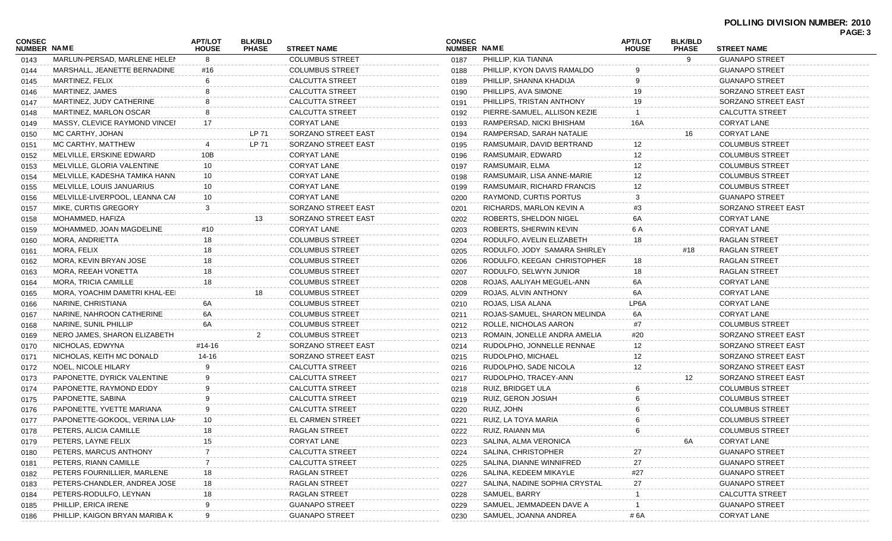**POLLING DIVISION NUMBER: 2010**

| CONSEC NUMBER | NAME | APT/LOT HOUSE | BLK/BLD PHASE | STREET NAME |
|---|---|---|---|---|
| 0143 | MARLUN-PERSAD, MARLENE HELEN | 8 | | COLUMBUS STREET |
| 0144 | MARSHALL, JEANETTE BERNADINE | #16 | | COLUMBUS STREET |
| 0145 | MARTINEZ, FELIX | 6 | | CALCUTTA STREET |
| 0146 | MARTINEZ, JAMES | 8 | | CALCUTTA STREET |
| 0147 | MARTINEZ, JUDY CATHERINE | 8 | | CALCUTTA STREET |
| 0148 | MARTINEZ, MARLON OSCAR | 8 | | CALCUTTA STREET |
| 0149 | MASSY, CLEVICE RAYMOND VINCEI | 17 | | CORYAT LANE |
| 0150 | MC CARTHY, JOHAN | | LP 71 | SORZANO STREET EAST |
| 0151 | MC CARTHY, MATTHEW | 4 | LP 71 | SORZANO STREET EAST |
| 0152 | MELVILLE, ERSKINE EDWARD | 10B | | CORYAT LANE |
| 0153 | MELVILLE, GLORIA VALENTINE | 10 | | CORYAT LANE |
| 0154 | MELVILLE, KADESHA TAMIKA HANN. | 10 | | CORYAT LANE |
| 0155 | MELVILLE, LOUIS JANUARIUS | 10 | | CORYAT LANE |
| 0156 | MELVILLE-LIVERPOOL, LEANNA CAI | 10 | | CORYAT LANE |
| 0157 | MIKE, CURTIS GREGORY | 3 | | SORZANO STREET EAST |
| 0158 | MOHAMMED, HAFIZA | | 13 | SORZANO STREET EAST |
| 0159 | MOHAMMED, JOAN MAGDELINE | #10 | | CORYAT LANE |
| 0160 | MORA, ANDRIETTA | 18 | | COLUMBUS STREET |
| 0161 | MORA, FELIX | 18 | | COLUMBUS STREET |
| 0162 | MORA, KEVIN BRYAN JOSE | 18 | | COLUMBUS STREET |
| 0163 | MORA, REEAH VONETTA | 18 | | COLUMBUS STREET |
| 0164 | MORA, TRICIA CAMILLE | 18 | | COLUMBUS STREET |
| 0165 | MORA, YOACHIM DAMITRI KHAL-EEI | | 18 | COLUMBUS STREET |
| 0166 | NARINE, CHRISTIANA | 6A | | COLUMBUS STREET |
| 0167 | NARINE, NAHROON CATHERINE | 6A | | COLUMBUS STREET |
| 0168 | NARINE, SUNIL PHILLIP | 6A | | COLUMBUS STREET |
| 0169 | NERO JAMES, SHARON ELIZABETH | | 2 | COLUMBUS STREET |
| 0170 | NICHOLAS, EDWYNA | #14-16 | | SORZANO STREET EAST |
| 0171 | NICHOLAS, KEITH MC DONALD | 14-16 | | SORZANO STREET EAST |
| 0172 | NOEL, NICOLE HILARY | 9 | | CALCUTTA STREET |
| 0173 | PAPONETTE, DYRICK VALENTINE | 9 | | CALCUTTA STREET |
| 0174 | PAPONETTE, RAYMOND EDDY | 9 | | CALCUTTA STREET |
| 0175 | PAPONETTE, SABINA | 9 | | CALCUTTA STREET |
| 0176 | PAPONETTE, YVETTE MARIANA | 9 | | CALCUTTA STREET |
| 0177 | PAPONETTE-GOKOOL, VERINA LIAH | 10 | | EL CARMEN STREET |
| 0178 | PETERS, ALICIA CAMILLE | 18 | | RAGLAN STREET |
| 0179 | PETERS, LAYNE FELIX | 15 | | CORYAT LANE |
| 0180 | PETERS, MARCUS ANTHONY | 7 | | CALCUTTA STREET |
| 0181 | PETERS, RIANN CAMILLE | 7 | | CALCUTTA STREET |
| 0182 | PETERS FOURNILLIER, MARLENE | 18 | | RAGLAN STREET |
| 0183 | PETERS-CHANDLER, ANDREA JOSE | 18 | | RAGLAN STREET |
| 0184 | PETERS-RODULFO, LEYNAN | 18 | | RAGLAN STREET |
| 0185 | PHILLIP, ERICA IRENE | 9 | | GUANAPO STREET |
| 0186 | PHILLIP, KAIGON BRYAN MARIBA K | 9 | | GUANAPO STREET |
| 0187 | PHILLIP, KIA TIANNA | | 9 | GUANAPO STREET |
| 0188 | PHILLIP, KYON DAVIS RAMALDO | 9 | | GUANAPO STREET |
| 0189 | PHILLIP, SHANNA KHADIJA | 9 | | GUANAPO STREET |
| 0190 | PHILLIPS, AVA SIMONE | 19 | | SORZANO STREET EAST |
| 0191 | PHILLIPS, TRISTAN ANTHONY | 19 | | SORZANO STREET EAST |
| 0192 | PIERRE-SAMUEL, ALLISON KEZIE | 1 | | CALCUTTA STREET |
| 0193 | RAMPERSAD, NICKI BHISHAM | 16A | | CORYAT LANE |
| 0194 | RAMPERSAD, SARAH NATALIE | | 16 | CORYAT LANE |
| 0195 | RAMSUMAIR, DAVID BERTRAND | 12 | | COLUMBUS STREET |
| 0196 | RAMSUMAIR, EDWARD | 12 | | COLUMBUS STREET |
| 0197 | RAMSUMAIR, ELMA | 12 | | COLUMBUS STREET |
| 0198 | RAMSUMAIR, LISA ANNE-MARIE | 12 | | COLUMBUS STREET |
| 0199 | RAMSUMAIR, RICHARD FRANCIS | 12 | | COLUMBUS STREET |
| 0200 | RAYMOND, CURTIS PORTUS | 3 | | GUANAPO STREET |
| 0201 | RICHARDS, MARLON KEVIN A | #3 | | SORZANO STREET EAST |
| 0202 | ROBERTS, SHELDON NIGEL | 6A | | CORYAT LANE |
| 0203 | ROBERTS, SHERWIN KEVIN | 6 A | | CORYAT LANE |
| 0204 | RODULFO, AVELIN ELIZABETH | 18 | | RAGLAN STREET |
| 0205 | RODULFO, JODY SAMARA SHIRLEY | | #18 | RAGLAN STREET |
| 0206 | RODULFO, KEEGAN CHRISTOPHER | 18 | | RAGLAN STREET |
| 0207 | RODULFO, SELWYN JUNIOR | 18 | | RAGLAN STREET |
| 0208 | ROJAS, AALIYAH MEGUEL-ANN | 6A | | CORYAT LANE |
| 0209 | ROJAS, ALVIN ANTHONY | 6A | | CORYAT LANE |
| 0210 | ROJAS, LISA ALANA | LP6A | | CORYAT LANE |
| 0211 | ROJAS-SAMUEL, SHARON MELINDA | 6A | | CORYAT LANE |
| 0212 | ROLLE, NICHOLAS AARON | #7 | | COLUMBUS STREET |
| 0213 | ROMAIN, JONELLE ANDRA AMELIA | #20 | | SORZANO STREET EAST |
| 0214 | RUDOLPHO, JONNELLE RENNAE | 12 | | SORZANO STREET EAST |
| 0215 | RUDOLPHO, MICHAEL | 12 | | SORZANO STREET EAST |
| 0216 | RUDOLPHO, SADE NICOLA | 12 | | SORZANO STREET EAST |
| 0217 | RUDOLPHO, TRACEY-ANN | | 12 | SORZANO STREET EAST |
| 0218 | RUIZ, BRIDGET ULA | 6 | | COLUMBUS STREET |
| 0219 | RUIZ, GERON JOSIAH | 6 | | COLUMBUS STREET |
| 0220 | RUIZ, JOHN | 6 | | COLUMBUS STREET |
| 0221 | RUIZ, LA TOYA MARIA | 6 | | COLUMBUS STREET |
| 0222 | RUIZ, RAIANN MIA | 6 | | COLUMBUS STREET |
| 0223 | SALINA, ALMA VERONICA | | 6A | CORYAT LANE |
| 0224 | SALINA, CHRISTOPHER | 27 | | GUANAPO STREET |
| 0225 | SALINA, DIANNE WINNIFRED | 27 | | GUANAPO STREET |
| 0226 | SALINA, KEDEEM MIKAYLE | #27 | | GUANAPO STREET |
| 0227 | SALINA, NADINE SOPHIA CRYSTAL | 27 | | GUANAPO STREET |
| 0228 | SAMUEL, BARRY | 1 | | CALCUTTA STREET |
| 0229 | SAMUEL, JEMMADEEN DAVE A | 1 | | GUANAPO STREET |
| 0230 | SAMUEL, JOANNA ANDREA | # 6A | | CORYAT LANE |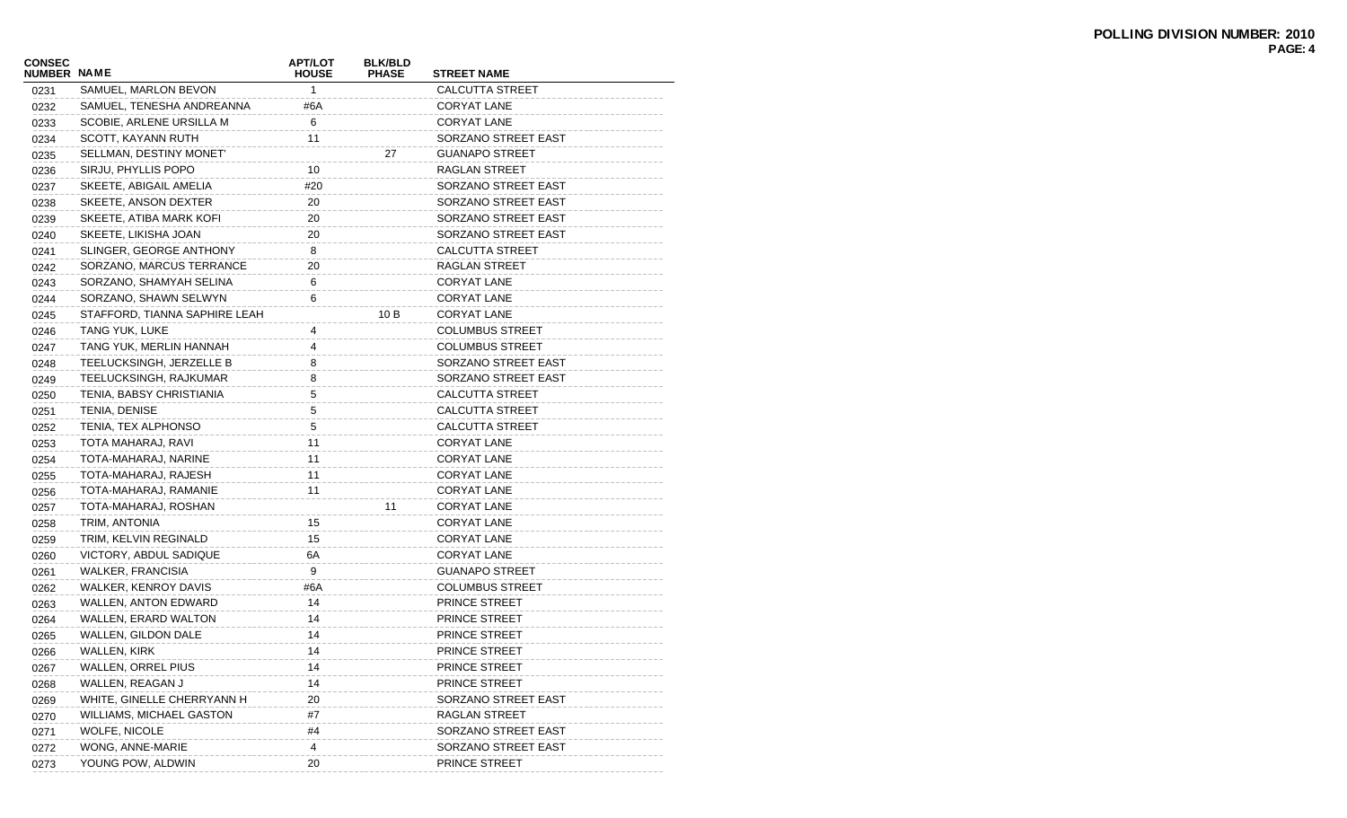**POLLING DIVISION NUMBER: 2010**

| CONSEC NUMBER | NAME | APT/LOT HOUSE | BLK/BLD PHASE | STREET NAME |
|---|---|---|---|---|
| 0231 | SAMUEL, MARLON BEVON | 1 | | CALCUTTA STREET |
| 0232 | SAMUEL, TENESHA ANDREANNA | #6A | | CORYAT LANE |
| 0233 | SCOBIE, ARLENE URSILLA M | 6 | | CORYAT LANE |
| 0234 | SCOTT, KAYANN RUTH | 11 | | SORZANO STREET EAST |
| 0235 | SELLMAN, DESTINY MONET' | | 27 | GUANAPO STREET |
| 0236 | SIRJU, PHYLLIS POPO | 10 | | RAGLAN STREET |
| 0237 | SKEETE, ABIGAIL AMELIA | #20 | | SORZANO STREET EAST |
| 0238 | SKEETE, ANSON DEXTER | 20 | | SORZANO STREET EAST |
| 0239 | SKEETE, ATIBA MARK KOFI | 20 | | SORZANO STREET EAST |
| 0240 | SKEETE, LIKISHA JOAN | 20 | | SORZANO STREET EAST |
| 0241 | SLINGER, GEORGE ANTHONY | 8 | | CALCUTTA STREET |
| 0242 | SORZANO, MARCUS TERRANCE | 20 | | RAGLAN STREET |
| 0243 | SORZANO, SHAMYAH SELINA | 6 | | CORYAT LANE |
| 0244 | SORZANO, SHAWN SELWYN | 6 | | CORYAT LANE |
| 0245 | STAFFORD, TIANNA SAPHIRE LEAH | | 10 B | CORYAT LANE |
| 0246 | TANG YUK, LUKE | 4 | | COLUMBUS STREET |
| 0247 | TANG YUK, MERLIN HANNAH | 4 | | COLUMBUS STREET |
| 0248 | TEELUCKSINGH, JERZELLE B | 8 | | SORZANO STREET EAST |
| 0249 | TEELUCKSINGH, RAJKUMAR | 8 | | SORZANO STREET EAST |
| 0250 | TENIA, BABSY CHRISTIANIA | 5 | | CALCUTTA STREET |
| 0251 | TENIA, DENISE | 5 | | CALCUTTA STREET |
| 0252 | TENIA, TEX ALPHONSO | 5 | | CALCUTTA STREET |
| 0253 | TOTA MAHARAJ, RAVI | 11 | | CORYAT LANE |
| 0254 | TOTA-MAHARAJ, NARINE | 11 | | CORYAT LANE |
| 0255 | TOTA-MAHARAJ, RAJESH | 11 | | CORYAT LANE |
| 0256 | TOTA-MAHARAJ, RAMANIE | 11 | | CORYAT LANE |
| 0257 | TOTA-MAHARAJ, ROSHAN | | 11 | CORYAT LANE |
| 0258 | TRIM, ANTONIA | 15 | | CORYAT LANE |
| 0259 | TRIM, KELVIN REGINALD | 15 | | CORYAT LANE |
| 0260 | VICTORY, ABDUL SADIQUE | 6A | | CORYAT LANE |
| 0261 | WALKER, FRANCISIA | 9 | | GUANAPO STREET |
| 0262 | WALKER, KENROY DAVIS | #6A | | COLUMBUS STREET |
| 0263 | WALLEN, ANTON EDWARD | 14 | | PRINCE STREET |
| 0264 | WALLEN, ERARD WALTON | 14 | | PRINCE STREET |
| 0265 | WALLEN, GILDON DALE | 14 | | PRINCE STREET |
| 0266 | WALLEN, KIRK | 14 | | PRINCE STREET |
| 0267 | WALLEN, ORREL PIUS | 14 | | PRINCE STREET |
| 0268 | WALLEN, REAGAN J | 14 | | PRINCE STREET |
| 0269 | WHITE, GINELLE CHERRYANN H | 20 | | SORZANO STREET EAST |
| 0270 | WILLIAMS, MICHAEL GASTON | #7 | | RAGLAN STREET |
| 0271 | WOLFE, NICOLE | #4 | | SORZANO STREET EAST |
| 0272 | WONG, ANNE-MARIE | 4 | | SORZANO STREET EAST |
| 0273 | YOUNG POW, ALDWIN | 20 | | PRINCE STREET |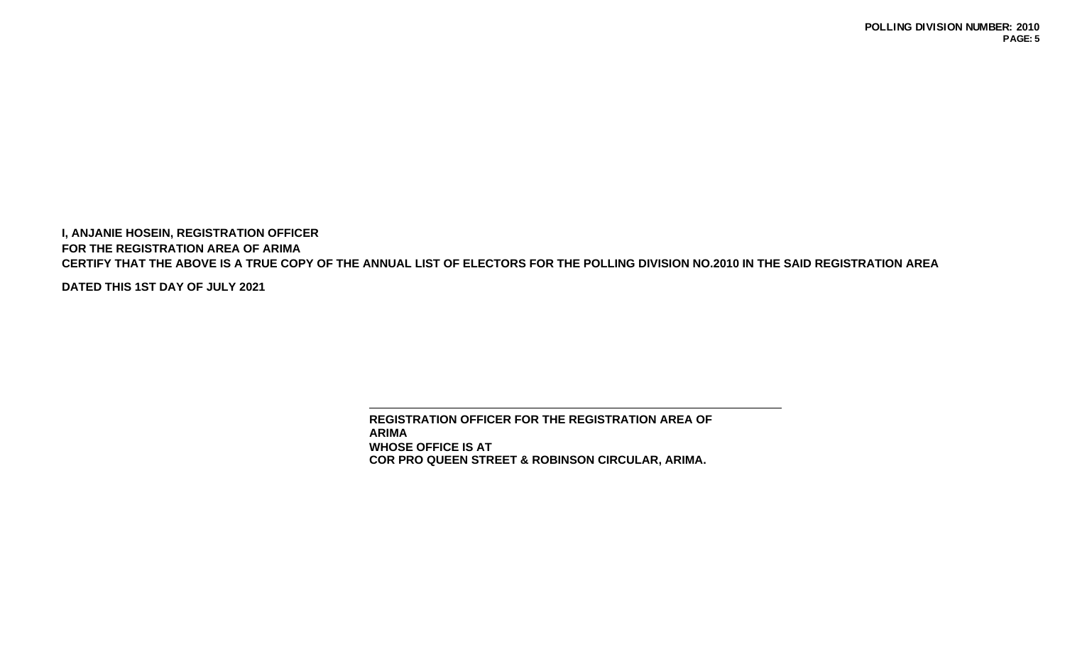**I, ANJANIE HOSEIN, REGISTRATION OFFICER**
**FOR THE REGISTRATION AREA OF ARIMA**
**CERTIFY THAT THE ABOVE IS A TRUE COPY OF THE ANNUAL LIST OF ELECTORS FOR THE POLLING DIVISION NO.2010 IN THE SAID REGISTRATION AREA**

**DATED THIS 1ST DAY OF JULY 2021**

---

**REGISTRATION OFFICER FOR THE REGISTRATION AREA OF ARIMA**
**WHOSE OFFICE IS AT**
**COR PRO QUEEN STREET & ROBINSON CIRCULAR, ARIMA.**